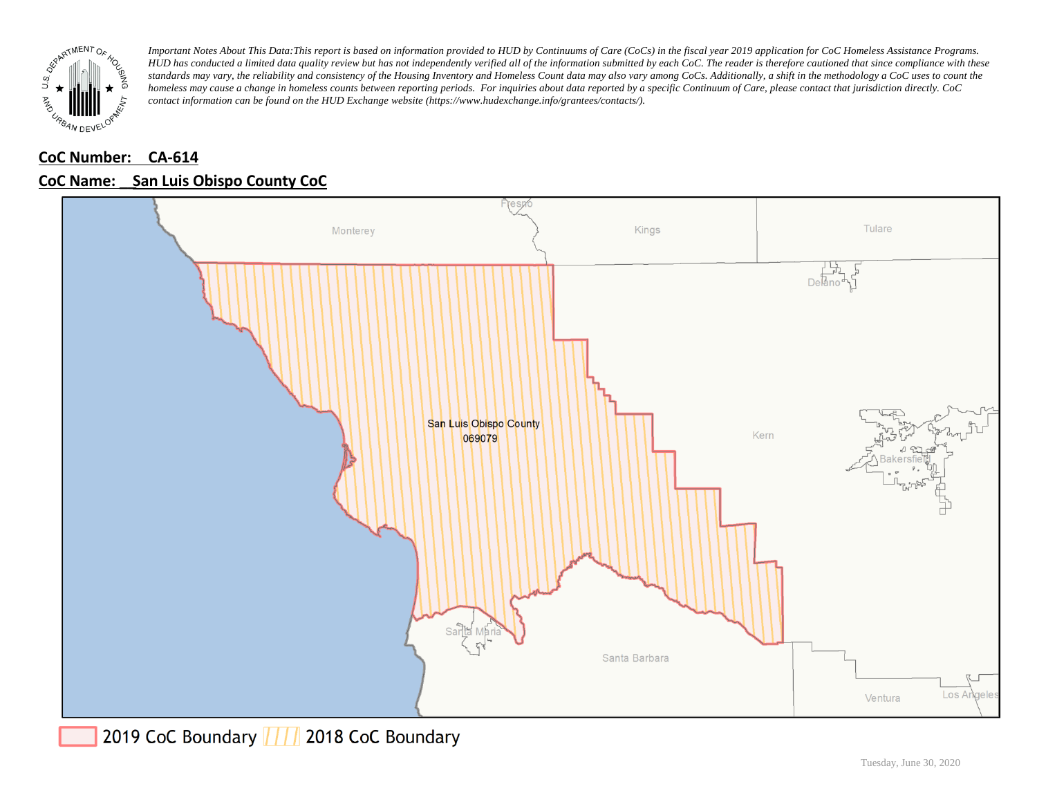*Important Notes About This Data: This report is based on information provided to HUD by Continuums of Care (CoCs) in the fiscal year 2019 application for CoC Homeless Assistance Programs. HUD has conducted a limited data quality review but has not independently verified all of the information submitted by each CoC. The reader is therefore cautioned that since compliance with these standards may vary, the reliability and consistency of the Housing Inventory and Homeless Count data may also vary among CoCs. Additionally, a shift in the methodology a CoC uses to count the homeless may cause a change in homeless counts between reporting periods. For inquiries about data reported by a specific Continuum of Care, please contact that jurisdiction directly. CoC contact information can be found on the HUD Exchange website (https://www.hudexchange.info/grantees/contacts/).*

**CoC Number: CA-614**

**CoC Name: San Luis Obispo County CoC**

San Luis Obispo County
069079

2019 CoC Boundary | 2018 CoC Boundary

Tuesday, June 30, 2020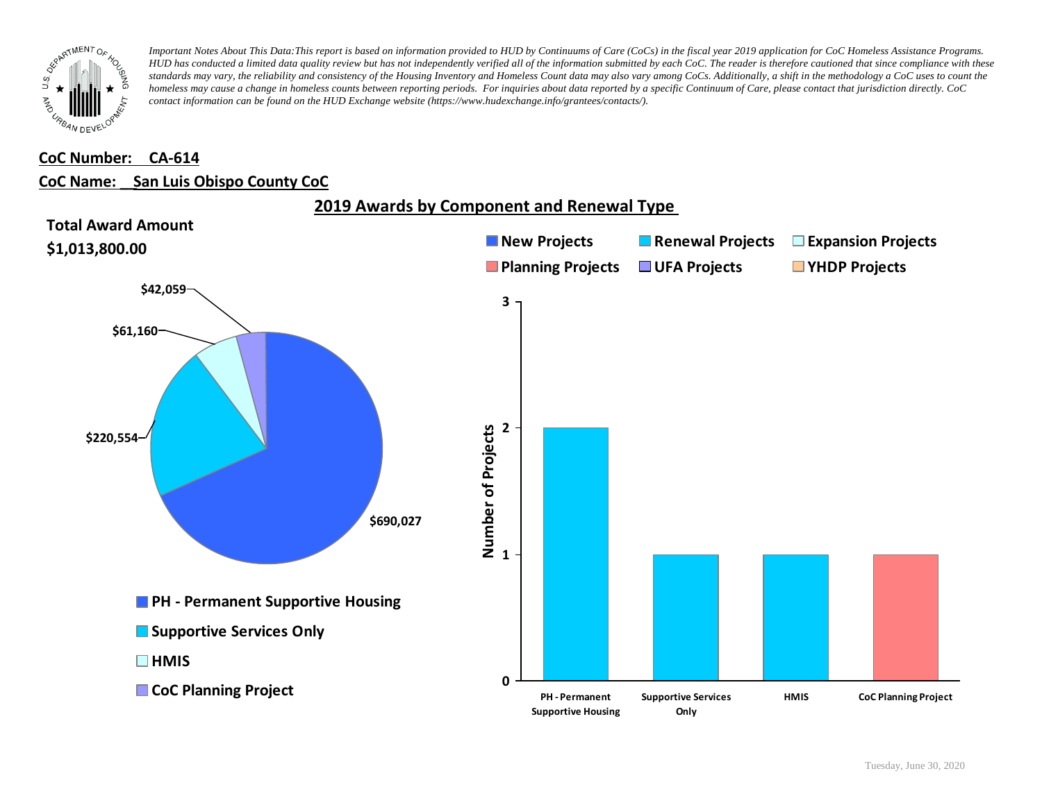*Important Notes About This Data:This report is based on information provided to HUD by Continuums of Care (CoCs) in the fiscal year 2019 application for CoC Homeless Assistance Programs. HUD has conducted a limited data quality review but has not independently verified all of the information submitted by each CoC. The reader is therefore cautioned that since compliance with these standards may vary, the reliability and consistency of the Housing Inventory and Homeless Count data may also vary among CoCs. Additionally, a shift in the methodology a CoC uses to count the homeless may cause a change in homeless counts between reporting periods. For inquiries about data reported by a specific Continuum of Care, please contact that jurisdiction directly. CoC contact information can be found on the HUD Exchange website (https://www.hudexchange.info/grantees/contacts/).*

**CoC Number: CA-614**

**CoC Name: San Luis Obispo County CoC**

## 2019 Awards by Component and Renewal Type

**Total Award Amount**

**$1,013,800.00**

| Component | Award Amount |
|---|---|
| PH - Permanent Supportive Housing | $690,027 |
| Supportive Services Only | $220,554 |
| HMIS | $61,160 |
| CoC Planning Project | $42,059 |

**Number of Projects**

| Component | Type | Number of Projects |
|---|---|---|
| PH - Permanent Supportive Housing | Renewal Projects | 2 |
| Supportive Services Only | Renewal Projects | 1 |
| HMIS | Renewal Projects | 1 |
| CoC Planning Project | Planning Projects | 1 |

Legend: New Projects, Renewal Projects, Expansion Projects, Planning Projects, UFA Projects, YHDP Projects

Tuesday, June 30, 2020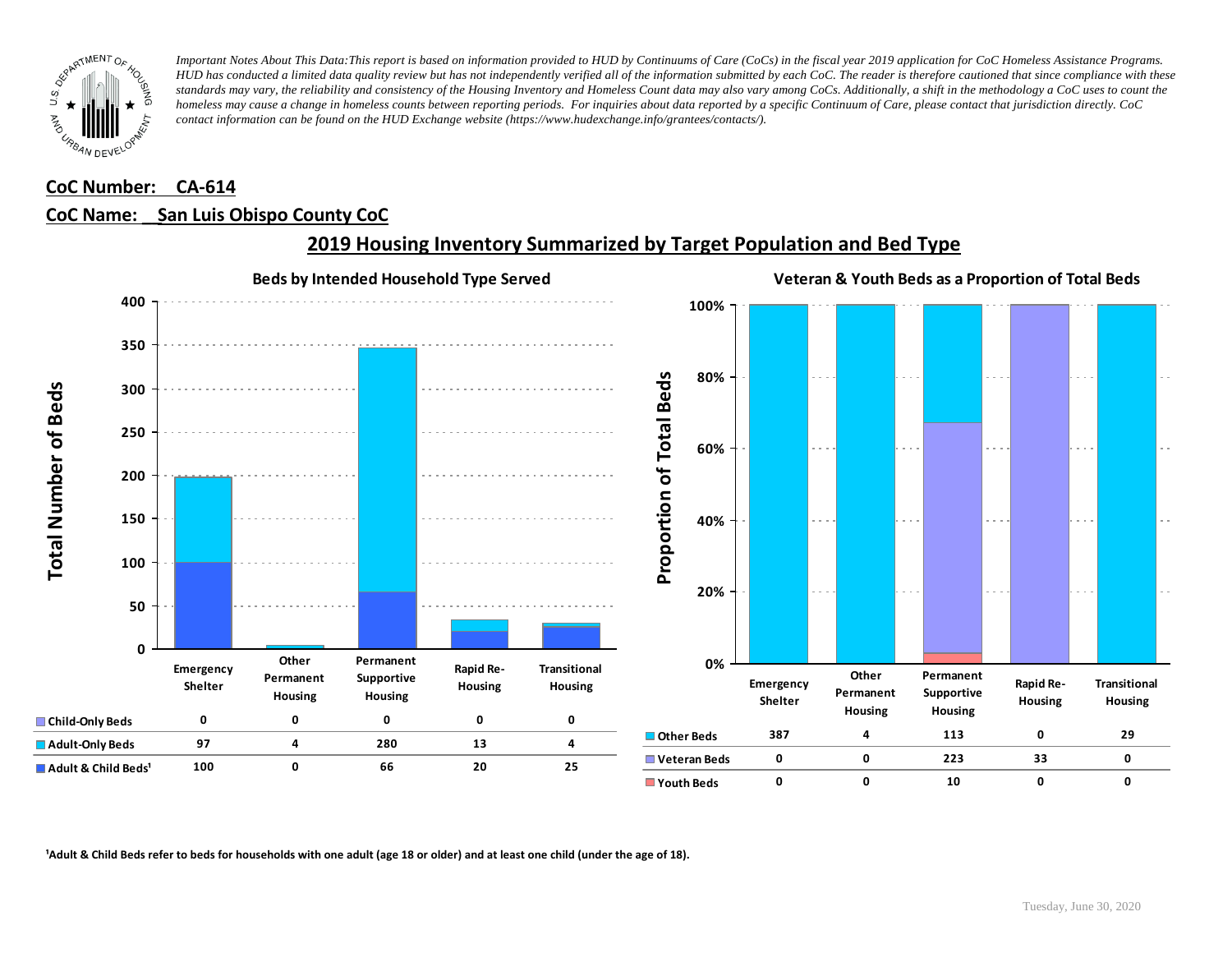*Important Notes About This Data:This report is based on information provided to HUD by Continuums of Care (CoCs) in the fiscal year 2019 application for CoC Homeless Assistance Programs. HUD has conducted a limited data quality review but has not independently verified all of the information submitted by each CoC. The reader is therefore cautioned that since compliance with these standards may vary, the reliability and consistency of the Housing Inventory and Homeless Count data may also vary among CoCs. Additionally, a shift in the methodology a CoC uses to count the homeless may cause a change in homeless counts between reporting periods. For inquiries about data reported by a specific Continuum of Care, please contact that jurisdiction directly. CoC contact information can be found on the HUD Exchange website (https://www.hudexchange.info/grantees/contacts/).*

**CoC Number: CA-614**

**CoC Name: San Luis Obispo County CoC**

## 2019 Housing Inventory Summarized by Target Population and Bed Type

### Beds by Intended Household Type Served

| | Emergency Shelter | Other Permanent Housing | Permanent Supportive Housing | Rapid Re-Housing | Transitional Housing |
|---|---|---|---|---|---|
| Child-Only Beds | 0 | 0 | 0 | 0 | 0 |
| Adult-Only Beds | 97 | 4 | 280 | 13 | 4 |
| Adult & Child Beds[1] | 100 | 0 | 66 | 20 | 25 |

### Veteran & Youth Beds as a Proportion of Total Beds

| | Emergency Shelter | Other Permanent Housing | Permanent Supportive Housing | Rapid Re-Housing | Transitional Housing |
|---|---|---|---|---|---|
| Other Beds | 387 | 4 | 113 | 0 | 29 |
| Veteran Beds | 0 | 0 | 223 | 33 | 0 |
| Youth Beds | 0 | 0 | 10 | 0 | 0 |

[1]Adult & Child Beds refer to beds for households with one adult (age 18 or older) and at least one child (under the age of 18).

Tuesday, June 30, 2020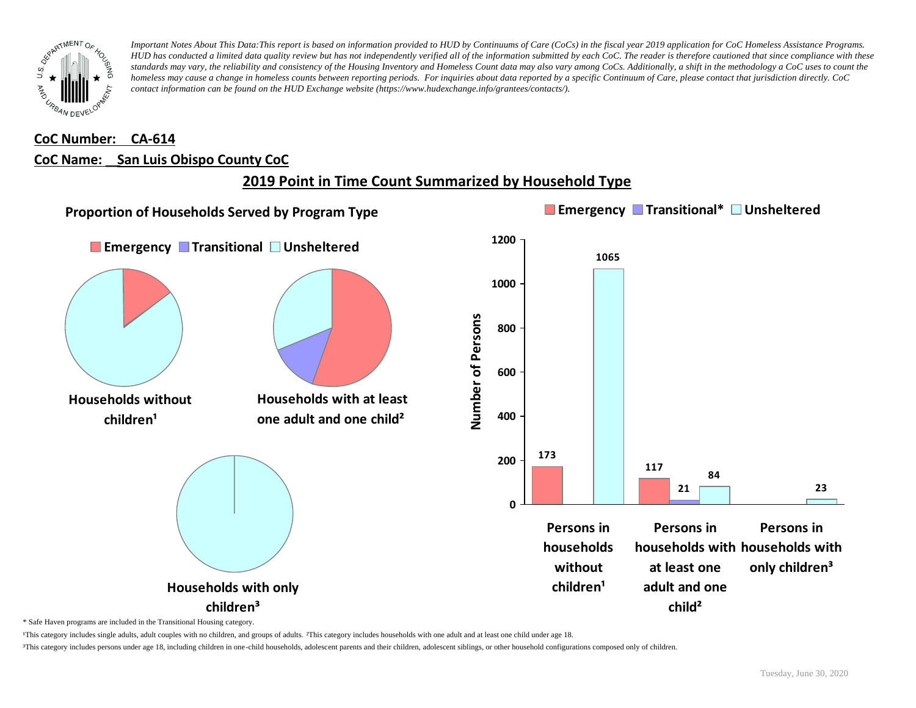*Important Notes About This Data:This report is based on information provided to HUD by Continuums of Care (CoCs) in the fiscal year 2019 application for CoC Homeless Assistance Programs. HUD has conducted a limited data quality review but has not independently verified all of the information submitted by each CoC. The reader is therefore cautioned that since compliance with these standards may vary, the reliability and consistency of the Housing Inventory and Homeless Count data may also vary among CoCs. Additionally, a shift in the methodology a CoC uses to count the homeless may cause a change in homeless counts between reporting periods. For inquiries about data reported by a specific Continuum of Care, please contact that jurisdiction directly. CoC contact information can be found on the HUD Exchange website (https://www.hudexchange.info/grantees/contacts/).*

**CoC Number: CA-614**

**CoC Name: San Luis Obispo County CoC**

## 2019 Point in Time Count Summarized by Household Type

### Proportion of Households Served by Program Type

Emergency | Transitional | Unsheltered

**Households without children¹**

**Households with at least one adult and one child²**

**Households with only children³**

| | Emergency | Transitional* | Unsheltered |
|---|---|---|---|
| Persons in households without children¹ | 173 | | 1065 |
| Persons in households with at least one adult and one child² | 117 | 21 | 84 |
| Persons in households with only children³ | | | 23 |

\* Safe Haven programs are included in the Transitional Housing category.

¹This category includes single adults, adult couples with no children, and groups of adults. ²This category includes households with one adult and at least one child under age 18.

³This category includes persons under age 18, including children in one-child households, adolescent parents and their children, adolescent siblings, or other household configurations composed only of children.

Tuesday, June 30, 2020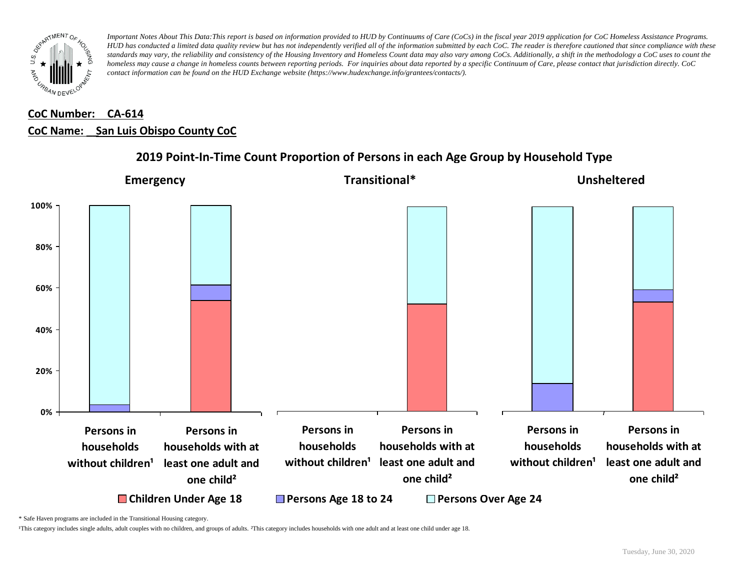*Important Notes About This Data:This report is based on information provided to HUD by Continuums of Care (CoCs) in the fiscal year 2019 application for CoC Homeless Assistance Programs. HUD has conducted a limited data quality review but has not independently verified all of the information submitted by each CoC. The reader is therefore cautioned that since compliance with these standards may vary, the reliability and consistency of the Housing Inventory and Homeless Count data may also vary among CoCs. Additionally, a shift in the methodology a CoC uses to count the homeless may cause a change in homeless counts between reporting periods. For inquiries about data reported by a specific Continuum of Care, please contact that jurisdiction directly. CoC contact information can be found on the HUD Exchange website (https://www.hudexchange.info/grantees/contacts/).*

**CoC Number: CA-614**

**CoC Name: San Luis Obispo County CoC**

## 2019 Point-In-Time Count Proportion of Persons in each Age Group by Household Type

**Emergency** | **Transitional*** | **Unsheltered**

100% | 80% | 60% | 40% | 20% | 0%

Persons in households without children¹ | Persons in households with at least one adult and one child²

Persons in households without children¹ | Persons in households with at least one adult and one child²

Persons in households without children¹ | Persons in households with at least one adult and one child²

Children Under Age 18 | Persons Age 18 to 24 | Persons Over Age 24

\* Safe Haven programs are included in the Transitional Housing category.

¹This category includes single adults, adult couples with no children, and groups of adults. ²This category includes households with one adult and at least one child under age 18.

Tuesday, June 30, 2020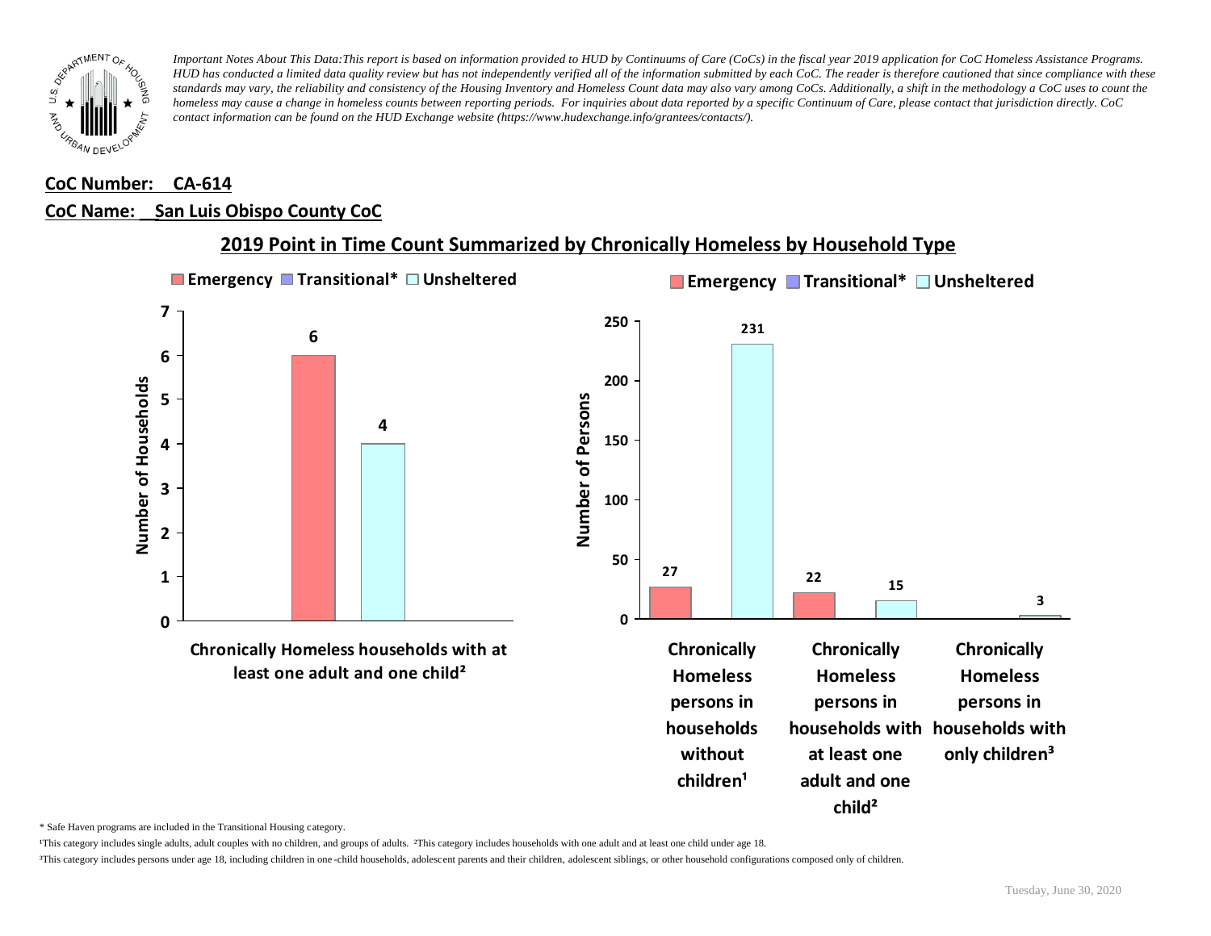*Important Notes About This Data:This report is based on information provided to HUD by Continuums of Care (CoCs) in the fiscal year 2019 application for CoC Homeless Assistance Programs. HUD has conducted a limited data quality review but has not independently verified all of the information submitted by each CoC. The reader is therefore cautioned that since compliance with these standards may vary, the reliability and consistency of the Housing Inventory and Homeless Count data may also vary among CoCs. Additionally, a shift in the methodology a CoC uses to count the homeless may cause a change in homeless counts between reporting periods. For inquiries about data reported by a specific Continuum of Care, please contact that jurisdiction directly. CoC contact information can be found on the HUD Exchange website (https://www.hudexchange.info/grantees/contacts/).*

**CoC Number: CA-614**

**CoC Name: San Luis Obispo County CoC**

## 2019 Point in Time Count Summarized by Chronically Homeless by Household Type

**Number of Households**

| | Emergency | Transitional* | Unsheltered |
|---|---|---|---|
| Chronically Homeless households with at least one adult and one child² | 6 | | 4 |

**Number of Persons**

| | Emergency | Transitional* | Unsheltered |
|---|---|---|---|
| Chronically Homeless persons in households without children¹ | 27 | | 231 |
| Chronically Homeless persons in households with at least one adult and one child² | 22 | | 15 |
| Chronically Homeless persons in households with only children³ | | | 3 |

\* Safe Haven programs are included in the Transitional Housing category.

¹This category includes single adults, adult couples with no children, and groups of adults. ²This category includes households with one adult and at least one child under age 18.

³This category includes persons under age 18, including children in one-child households, adolescent parents and their children, adolescent siblings, or other household configurations composed only of children.

Tuesday, June 30, 2020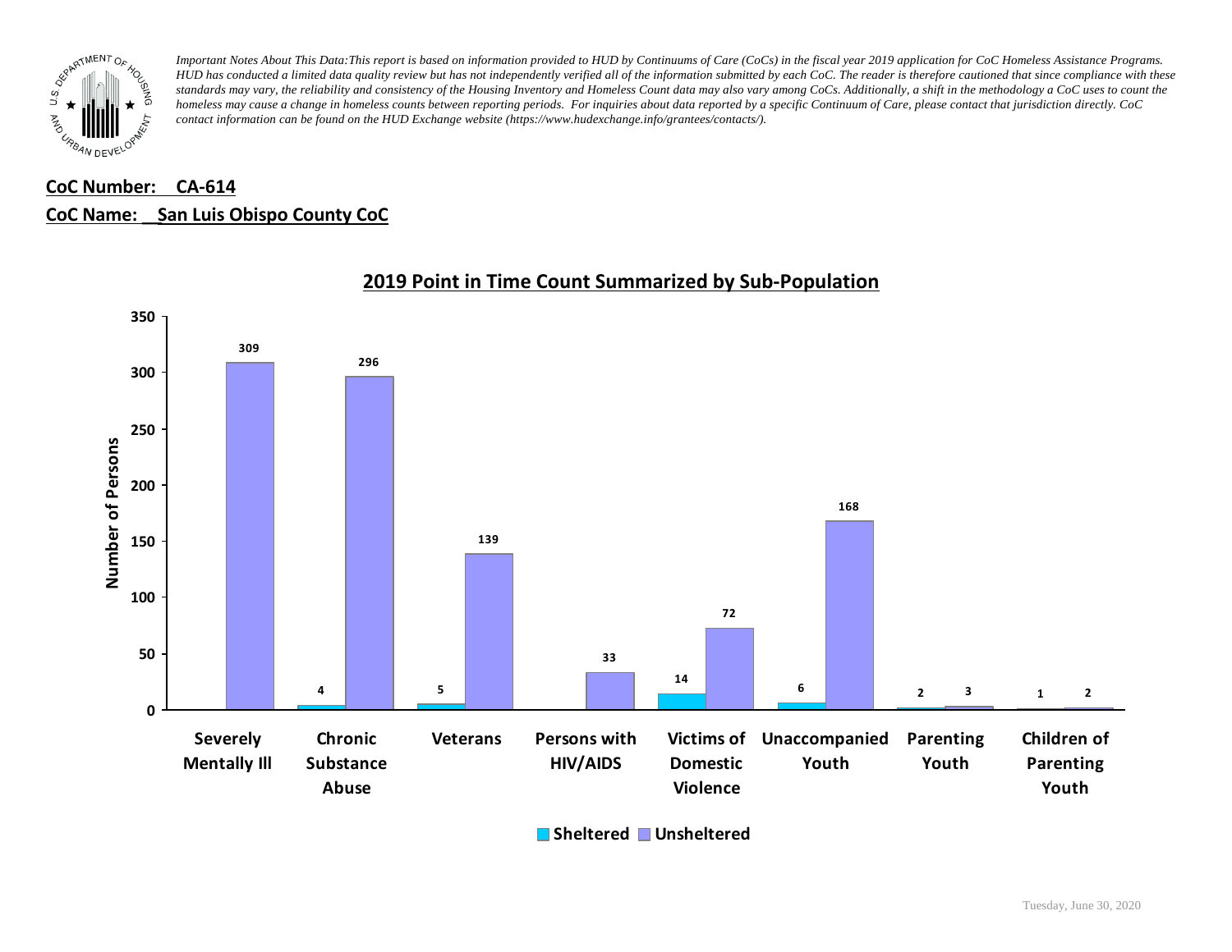*Important Notes About This Data:This report is based on information provided to HUD by Continuums of Care (CoCs) in the fiscal year 2019 application for CoC Homeless Assistance Programs. HUD has conducted a limited data quality review but has not independently verified all of the information submitted by each CoC. The reader is therefore cautioned that since compliance with these standards may vary, the reliability and consistency of the Housing Inventory and Homeless Count data may also vary among CoCs. Additionally, a shift in the methodology a CoC uses to count the homeless may cause a change in homeless counts between reporting periods. For inquiries about data reported by a specific Continuum of Care, please contact that jurisdiction directly. CoC contact information can be found on the HUD Exchange website (https://www.hudexchange.info/grantees/contacts/).*

**CoC Number: CA-614**

**CoC Name: San Luis Obispo County CoC**

## 2019 Point in Time Count Summarized by Sub-Population

Number of Persons

0
50
100
150
200
250
300
350

Severely Mentally Ill: 309
Chronic Substance Abuse: 4, 296
Veterans: 5, 139
Persons with HIV/AIDS: 33
Victims of Domestic Violence: 14, 72
Unaccompanied Youth: 6, 168
Parenting Youth: 2, 3
Children of Parenting Youth: 1, 2

Sheltered
Unsheltered

Tuesday, June 30, 2020